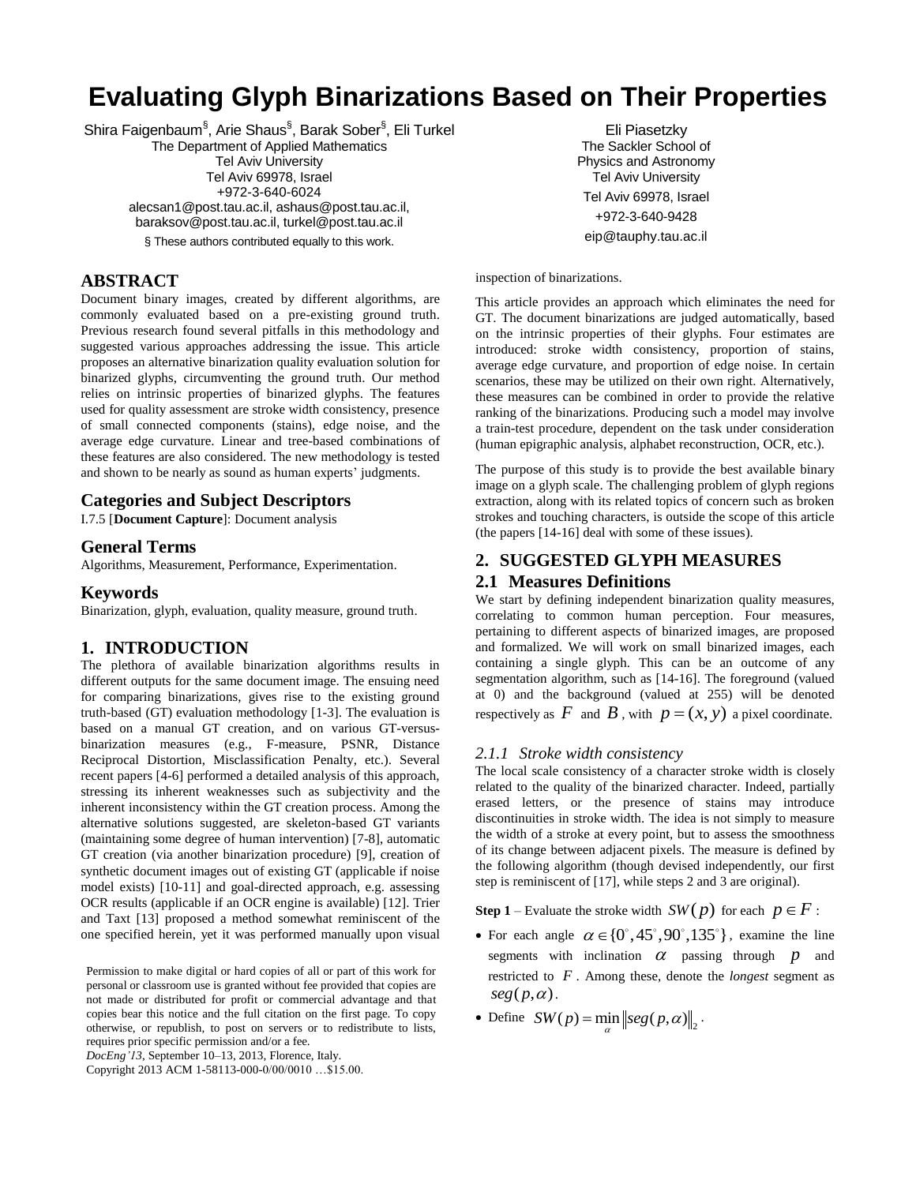# Evaluating Glyph Binarizations Based on Their Properties

Shira Faigenbaum[§], Arie Shaus[§], Barak Sober[§], Eli Turkel
The Department of Applied Mathematics
Tel Aviv University
Tel Aviv 69978, Israel
+972-3-640-6024
alecsan1@post.tau.ac.il, ashaus@post.tau.ac.il, baraksov@post.tau.ac.il, turkel@post.tau.ac.il

§ These authors contributed equally to this work.

Eli Piasetzky
The Sackler School of Physics and Astronomy
Tel Aviv University
Tel Aviv 69978, Israel
+972-3-640-9428
eip@tauphy.tau.ac.il

## ABSTRACT

Document binary images, created by different algorithms, are commonly evaluated based on a pre-existing ground truth. Previous research found several pitfalls in this methodology and suggested various approaches addressing the issue. This article proposes an alternative binarization quality evaluation solution for binarized glyphs, circumventing the ground truth. Our method relies on intrinsic properties of binarized glyphs. The features used for quality assessment are stroke width consistency, presence of small connected components (stains), edge noise, and the average edge curvature. Linear and tree-based combinations of these features are also considered. The new methodology is tested and shown to be nearly as sound as human experts' judgments.

## Categories and Subject Descriptors

I.7.5 [**Document Capture**]: Document analysis

## General Terms

Algorithms, Measurement, Performance, Experimentation.

## Keywords

Binarization, glyph, evaluation, quality measure, ground truth.

## 1. INTRODUCTION

The plethora of available binarization algorithms results in different outputs for the same document image. The ensuing need for comparing binarizations, gives rise to the existing ground truth-based (GT) evaluation methodology [1-3]. The evaluation is based on a manual GT creation, and on various GT-versus-binarization measures (e.g., F-measure, PSNR, Distance Reciprocal Distortion, Misclassification Penalty, etc.). Several recent papers [4-6] performed a detailed analysis of this approach, stressing its inherent weaknesses such as subjectivity and the inherent inconsistency within the GT creation process. Among the alternative solutions suggested, are skeleton-based GT variants (maintaining some degree of human intervention) [7-8], automatic GT creation (via another binarization procedure) [9], creation of synthetic document images out of existing GT (applicable if noise model exists) [10-11] and goal-directed approach, e.g. assessing OCR results (applicable if an OCR engine is available) [12]. Trier and Taxt [13] proposed a method somewhat reminiscent of the one specified herein, yet it was performed manually upon visual inspection of binarizations.

Permission to make digital or hard copies of all or part of this work for personal or classroom use is granted without fee provided that copies are not made or distributed for profit or commercial advantage and that copies bear this notice and the full citation on the first page. To copy otherwise, or republish, to post on servers or to redistribute to lists, requires prior specific permission and/or a fee.
*DocEng'13*, September 10–13, 2013, Florence, Italy.
Copyright 2013 ACM 1-58113-000-0/00/0010 …$15.00.

This article provides an approach which eliminates the need for GT. The document binarizations are judged automatically, based on the intrinsic properties of their glyphs. Four estimates are introduced: stroke width consistency, proportion of stains, average edge curvature, and proportion of edge noise. In certain scenarios, these may be utilized on their own right. Alternatively, these measures can be combined in order to provide the relative ranking of the binarizations. Producing such a model may involve a train-test procedure, dependent on the task under consideration (human epigraphic analysis, alphabet reconstruction, OCR, etc.).

The purpose of this study is to provide the best available binary image on a glyph scale. The challenging problem of glyph regions extraction, along with its related topics of concern such as broken strokes and touching characters, is outside the scope of this article (the papers [14-16] deal with some of these issues).

## 2. SUGGESTED GLYPH MEASURES

### 2.1 Measures Definitions

We start by defining independent binarization quality measures, correlating to common human perception. Four measures, pertaining to different aspects of binarized images, are proposed and formalized. We will work on small binarized images, each containing a single glyph. This can be an outcome of any segmentation algorithm, such as [14-16]. The foreground (valued at 0) and the background (valued at 255) will be denoted respectively as $F$ and $B$, with $p=(x,y)$ a pixel coordinate.

#### *2.1.1 Stroke width consistency*

The local scale consistency of a character stroke width is closely related to the quality of the binarized character. Indeed, partially erased letters, or the presence of stains may introduce discontinuities in stroke width. The idea is not simply to measure the width of a stroke at every point, but to assess the smoothness of its change between adjacent pixels. The measure is defined by the following algorithm (though devised independently, our first step is reminiscent of [17], while steps 2 and 3 are original).

**Step 1** – Evaluate the stroke width $SW(p)$ for each $p \in F$:

- For each angle $\alpha \in \{0^\circ, 45^\circ, 90^\circ, 135^\circ\}$, examine the line segments with inclination $\alpha$ passing through $p$ and restricted to $F$. Among these, denote the *longest* segment as $seg(p,\alpha)$.
- Define $SW(p) = \min_{\alpha} \|seg(p,\alpha)\|_2$.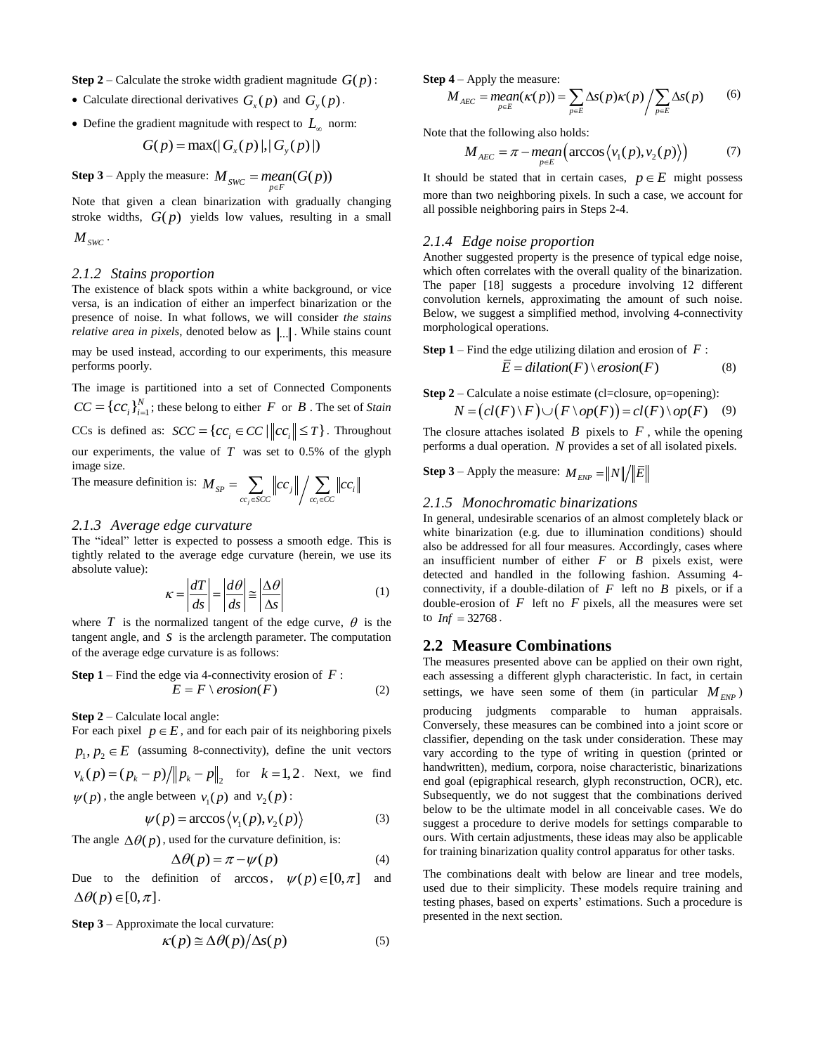**Step 2** – Calculate the stroke width gradient magnitude $G(p)$:

- Calculate directional derivatives $G_x(p)$ and $G_y(p)$.
- Define the gradient magnitude with respect to $L_\infty$ norm:

$$G(p) = \max(|G_x(p)|, |G_y(p)|)$$

**Step 3** – Apply the measure: $M_{SWC} = \underset{p \in F}{mean}(G(p))$

Note that given a clean binarization with gradually changing stroke widths, $G(p)$ yields low values, resulting in a small $M_{SWC}$.

### 2.1.2 Stains proportion

The existence of black spots within a white background, or vice versa, is an indication of either an imperfect binarization or the presence of noise. In what follows, we will consider *the stains relative area in pixels*, denoted below as $\|...\|$. While stains count may be used instead, according to our experiments, this measure performs poorly.

The image is partitioned into a set of Connected Components $CC = \{cc_i\}_{i=1}^{N}$; these belong to either $F$ or $B$. The set of *Stain* CCs is defined as: $SCC = \{cc_i \in CC \,|\, \|cc_i\| \leq T\}$. Throughout our experiments, the value of $T$ was set to 0.5% of the glyph image size.

The measure definition is: $M_{SP} = \sum_{cc_j \in SCC} \|cc_j\| \Big/ \sum_{cc_i \in CC} \|cc_i\|$

### 2.1.3 Average edge curvature

The "ideal" letter is expected to possess a smooth edge. This is tightly related to the average edge curvature (herein, we use its absolute value):

$$\kappa = \left|\frac{dT}{ds}\right| = \left|\frac{d\theta}{ds}\right| \cong \left|\frac{\Delta\theta}{\Delta s}\right| \tag{1}$$

where $T$ is the normalized tangent of the edge curve, $\theta$ is the tangent angle, and $s$ is the arclength parameter. The computation of the average edge curvature is as follows:

**Step 1** – Find the edge via 4-connectivity erosion of $F$:

$$E = F \setminus erosion(F) \tag{2}$$

**Step 2** – Calculate local angle:

For each pixel $p \in E$, and for each pair of its neighboring pixels $p_1, p_2 \in E$ (assuming 8-connectivity), define the unit vectors $v_k(p) = (p_k - p) / \|p_k - p\|_2$ for $k = 1,2$. Next, we find $\psi(p)$, the angle between $v_1(p)$ and $v_2(p)$:

$$\psi(p) = \arccos\langle v_1(p), v_2(p)\rangle \tag{3}$$

The angle $\Delta\theta(p)$, used for the curvature definition, is:

$$\Delta\theta(p) = \pi - \psi(p) \tag{4}$$

Due to the definition of $\arccos$, $\psi(p) \in [0, \pi]$ and $\Delta\theta(p) \in [0, \pi]$.

**Step 3** – Approximate the local curvature:

$$\kappa(p) \cong \Delta\theta(p) / \Delta s(p) \tag{5}$$

**Step 4** – Apply the measure:

$$M_{AEC} = \underset{p \in E}{mean}(\kappa(p)) = \sum_{p \in E} \Delta s(p) \kappa(p) \Big/ \sum_{p \in E} \Delta s(p) \tag{6}$$

Note that the following also holds:

$$M_{AEC} = \pi - \underset{p \in E}{mean}\left(\arccos\langle v_1(p), v_2(p)\rangle\right) \tag{7}$$

It should be stated that in certain cases, $p \in E$ might possess more than two neighboring pixels. In such a case, we account for all possible neighboring pairs in Steps 2-4.

### 2.1.4 Edge noise proportion

Another suggested property is the presence of typical edge noise, which often correlates with the overall quality of the binarization. The paper [18] suggests a procedure involving 12 different convolution kernels, approximating the amount of such noise. Below, we suggest a simplified method, involving 4-connectivity morphological operations.

**Step 1** – Find the edge utilizing dilation and erosion of $F$:

$$\bar{E} = dilation(F) \setminus erosion(F) \tag{8}$$

**Step 2** – Calculate a noise estimate (cl=closure, op=opening):

$$N = \left(cl(F) \setminus F\right) \cup \left(F \setminus op(F)\right) = cl(F) \setminus op(F) \tag{9}$$

The closure attaches isolated $B$ pixels to $F$, while the opening performs a dual operation. $N$ provides a set of all isolated pixels.

**Step 3** – Apply the measure: $M_{ENP} = \|N\| / \|\bar{E}\|$

### 2.1.5 Monochromatic binarizations

In general, undesirable scenarios of an almost completely black or white binarization (e.g. due to illumination conditions) should also be addressed for all four measures. Accordingly, cases where an insufficient number of either $F$ or $B$ pixels exist, were detected and handled in the following fashion. Assuming 4-connectivity, if a double-dilation of $F$ left no $B$ pixels, or if a double-erosion of $F$ left no $F$ pixels, all the measures were set to $Inf = 32768$.

## 2.2 Measure Combinations

The measures presented above can be applied on their own right, each assessing a different glyph characteristic. In fact, in certain settings, we have seen some of them (in particular $M_{ENP}$) producing judgments comparable to human appraisals. Conversely, these measures can be combined into a joint score or classifier, depending on the task under consideration. These may vary according to the type of writing in question (printed or handwritten), medium, corpora, noise characteristic, binarizations end goal (epigraphical research, glyph reconstruction, OCR), etc. Subsequently, we do not suggest that the combinations derived below to be the ultimate model in all conceivable cases. We do suggest a procedure to derive models for settings comparable to ours. With certain adjustments, these ideas may also be applicable for training binarization quality control apparatus for other tasks.

The combinations dealt with below are linear and tree models, used due to their simplicity. These models require training and testing phases, based on experts' estimations. Such a procedure is presented in the next section.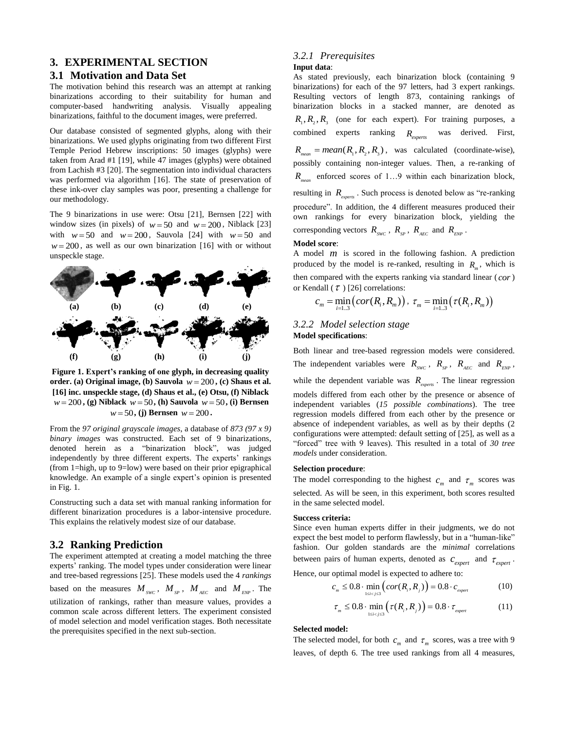## 3. EXPERIMENTAL SECTION

### 3.1 Motivation and Data Set

The motivation behind this research was an attempt at ranking binarizations according to their suitability for human and computer-based handwriting analysis. Visually appealing binarizations, faithful to the document images, were preferred.

Our database consisted of segmented glyphs, along with their binarizations. We used glyphs originating from two different First Temple Period Hebrew inscriptions: 50 images (glyphs) were taken from Arad #1 [19], while 47 images (glyphs) were obtained from Lachish #3 [20]. The segmentation into individual characters was performed via algorithm [16]. The state of preservation of these ink-over clay samples was poor, presenting a challenge for our methodology.

The 9 binarizations in use were: Otsu [21], Bernsen [22] with window sizes (in pixels) of $w = 50$ and $w = 200$, Niblack [23] with $w = 50$ and $w = 200$, Sauvola [24] with $w = 50$ and $w = 200$, as well as our own binarization [16] with or without unspeckle stage.

(a) (b) (c) (d) (e)

(f) (g) (h) (i) (j)

**Figure 1. Expert's ranking of one glyph, in decreasing quality order. (a) Original image, (b) Sauvola $w = 200$, (c) Shaus et al. [16] inc. unspeckle stage, (d) Shaus et al., (e) Otsu, (f) Niblack $w = 200$, (g) Niblack $w = 50$, (h) Sauvola $w = 50$, (i) Bernsen $w = 50$, (j) Bernsen $w = 200$.**

From the *97 original grayscale images*, a database of *873 (97 x 9) binary images* was constructed. Each set of 9 binarizations, denoted herein as a "binarization block", was judged independently by three different experts. The experts' rankings (from 1=high, up to 9=low) were based on their prior epigraphical knowledge. An example of a single expert's opinion is presented in Fig. 1.

Constructing such a data set with manual ranking information for different binarization procedures is a labor-intensive procedure. This explains the relatively modest size of our database.

### 3.2 Ranking Prediction

The experiment attempted at creating a model matching the three experts' ranking. The model types under consideration were linear and tree-based regressions [25]. These models used the 4 *rankings* based on the measures $M_{SWC}$, $M_{SP}$, $M_{AEC}$ and $M_{ENP}$. The utilization of rankings, rather than measure values, provides a common scale across different letters. The experiment consisted of model selection and model verification stages. Both necessitate the prerequisites specified in the next sub-section.

#### *3.2.1 Prerequisites*

**Input data**:
As stated previously, each binarization block (containing 9 binarizations) for each of the 97 letters, had 3 expert rankings. Resulting vectors of length 873, containing rankings of binarization blocks in a stacked manner, are denoted as $R_1, R_2, R_3$ (one for each expert). For training purposes, a combined experts ranking $R_{experts}$ was derived. First, $R_{mean} = mean(R_1, R_2, R_3)$, was calculated (coordinate-wise), possibly containing non-integer values. Then, a re-ranking of $R_{mean}$ enforced scores of 1…9 within each binarization block, resulting in $R_{experts}$. Such process is denoted below as "re-ranking procedure". In addition, the 4 different measures produced their own rankings for every binarization block, yielding the corresponding vectors $R_{SWC}$, $R_{SP}$, $R_{AEC}$ and $R_{ENP}$.

**Model score**:
A model $m$ is scored in the following fashion. A prediction produced by the model is re-ranked, resulting in $R_m$, which is then compared with the experts ranking via standard linear ($cor$) or Kendall ($\tau$) [26] correlations:

$$c_m = \min_{i=1..3}\left(cor(R_i, R_m)\right),\ \tau_m = \min_{i=1..3}\left(\tau(R_i, R_m)\right)$$

#### *3.2.2 Model selection stage*

**Model specifications**:

Both linear and tree-based regression models were considered. The independent variables were $R_{SWC}$, $R_{SP}$, $R_{AEC}$ and $R_{ENP}$, while the dependent variable was $R_{experts}$. The linear regression models differed from each other by the presence or absence of independent variables (*15 possible combinations*). The tree regression models differed from each other by the presence or absence of independent variables, as well as by their depths (2 configurations were attempted: default setting of [25], as well as a "forced" tree with 9 leaves). This resulted in a total of *30 tree models* under consideration.

**Selection procedure**:
The model corresponding to the highest $c_m$ and $\tau_m$ scores was selected. As will be seen, in this experiment, both scores resulted in the same selected model.

**Success criteria:**
Since even human experts differ in their judgments, we do not expect the best model to perform flawlessly, but in a "human-like" fashion. Our golden standards are the *minimal* correlations between pairs of human experts, denoted as $c_{expert}$ and $\tau_{expert}$. Hence, our optimal model is expected to adhere to:

$$c_m \leq 0.8 \cdot \min_{1 \leq i < j \leq 3}\left(cor(R_i, R_j)\right) = 0.8 \cdot c_{expert} \quad (10)$$

$$\tau_m \leq 0.8 \cdot \min_{1 \leq i < j \leq 3}\left(\tau(R_i, R_j)\right) = 0.8 \cdot \tau_{expert} \quad (11)$$

**Selected model:**
The selected model, for both $c_m$ and $\tau_m$ scores, was a tree with 9 leaves, of depth 6. The tree used rankings from all 4 measures,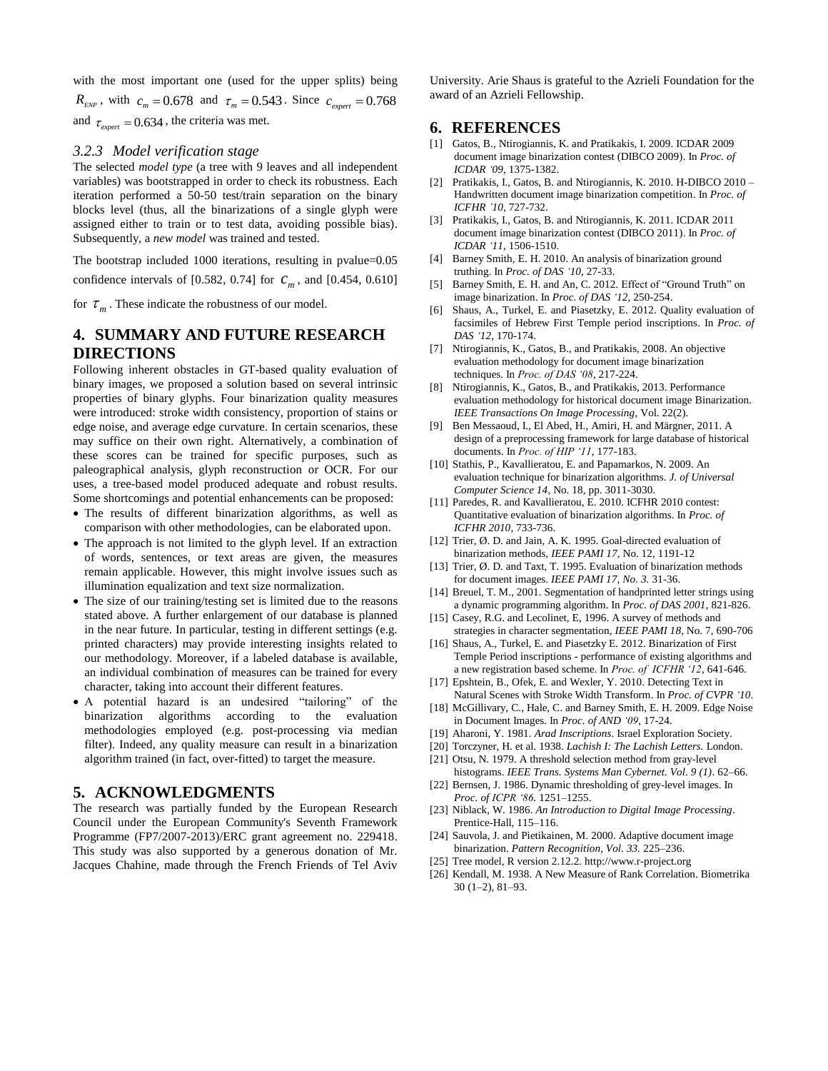with the most important one (used for the upper splits) being $R_{ENP}$, with $c_m = 0.678$ and $\tau_m = 0.543$. Since $c_{expert} = 0.768$ and $\tau_{expert} = 0.634$, the criteria was met.

### 3.2.3 Model verification stage

The selected *model type* (a tree with 9 leaves and all independent variables) was bootstrapped in order to check its robustness. Each iteration performed a 50-50 test/train separation on the binary blocks level (thus, all the binarizations of a single glyph were assigned either to train or to test data, avoiding possible bias). Subsequently, a *new model* was trained and tested.

The bootstrap included 1000 iterations, resulting in pvalue=0.05 confidence intervals of [0.582, 0.74] for $c_m$, and [0.454, 0.610] for $\tau_m$. These indicate the robustness of our model.

## 4. SUMMARY AND FUTURE RESEARCH DIRECTIONS

Following inherent obstacles in GT-based quality evaluation of binary images, we proposed a solution based on several intrinsic properties of binary glyphs. Four binarization quality measures were introduced: stroke width consistency, proportion of stains or edge noise, and average edge curvature. In certain scenarios, these may suffice on their own right. Alternatively, a combination of these scores can be trained for specific purposes, such as paleographical analysis, glyph reconstruction or OCR. For our uses, a tree-based model produced adequate and robust results. Some shortcomings and potential enhancements can be proposed:

- The results of different binarization algorithms, as well as comparison with other methodologies, can be elaborated upon.
- The approach is not limited to the glyph level. If an extraction of words, sentences, or text areas are given, the measures remain applicable. However, this might involve issues such as illumination equalization and text size normalization.
- The size of our training/testing set is limited due to the reasons stated above. A further enlargement of our database is planned in the near future. In particular, testing in different settings (e.g. printed characters) may provide interesting insights related to our methodology. Moreover, if a labeled database is available, an individual combination of measures can be trained for every character, taking into account their different features.
- A potential hazard is an undesired "tailoring" of the binarization algorithms according to the evaluation methodologies employed (e.g. post-processing via median filter). Indeed, any quality measure can result in a binarization algorithm trained (in fact, over-fitted) to target the measure.

## 5. ACKNOWLEDGMENTS

The research was partially funded by the European Research Council under the European Community's Seventh Framework Programme (FP7/2007-2013)/ERC grant agreement no. 229418. This study was also supported by a generous donation of Mr. Jacques Chahine, made through the French Friends of Tel Aviv University. Arie Shaus is grateful to the Azrieli Foundation for the award of an Azrieli Fellowship.

## 6. REFERENCES

[1] Gatos, B., Ntirogiannis, K. and Pratikakis, I. 2009. ICDAR 2009 document image binarization contest (DIBCO 2009). In *Proc. of ICDAR '09*, 1375-1382.

[2] Pratikakis, I., Gatos, B. and Ntirogiannis, K. 2010. H-DIBCO 2010 – Handwritten document image binarization competition. In *Proc. of ICFHR '10*, 727-732.

[3] Pratikakis, I., Gatos, B. and Ntirogiannis, K. 2011. ICDAR 2011 document image binarization contest (DIBCO 2011). In *Proc. of ICDAR '11*, 1506-1510.

[4] Barney Smith, E. H. 2010. An analysis of binarization ground truthing. In *Proc. of DAS '10*, 27-33.

[5] Barney Smith, E. H. and An, C. 2012. Effect of "Ground Truth" on image binarization. In *Proc. of DAS '12*, 250-254.

[6] Shaus, A., Turkel, E. and Piasetzky, E. 2012. Quality evaluation of facsimiles of Hebrew First Temple period inscriptions. In *Proc. of DAS '12*, 170-174.

[7] Ntirogiannis, K., Gatos, B., and Pratikakis, 2008. An objective evaluation methodology for document image binarization techniques. In *Proc. of DAS '08*, 217-224.

[8] Ntirogiannis, K., Gatos, B., and Pratikakis, 2013. Performance evaluation methodology for historical document image Binarization. *IEEE Transactions On Image Processing*, Vol. 22(2).

[9] Ben Messaoud, I., El Abed, H., Amiri, H. and Märgner, 2011. A design of a preprocessing framework for large database of historical documents. In *Proc. of HIP '11*, 177-183.

[10] Stathis, P., Kavallieratou, E. and Papamarkos, N. 2009. An evaluation technique for binarization algorithms. *J. of Universal Computer Science 14*, No. 18, pp. 3011-3030.

[11] Paredes, R. and Kavallieratou, E. 2010. ICFHR 2010 contest: Quantitative evaluation of binarization algorithms. In *Proc. of ICFHR 2010*, 733-736.

[12] Trier, Ø. D. and Jain, A. K. 1995. Goal-directed evaluation of binarization methods, *IEEE PAMI 17*, No. 12, 1191-12

[13] Trier, Ø. D. and Taxt, T. 1995. Evaluation of binarization methods for document images. *IEEE PAMI 17, No. 3.* 31-36.

[14] Breuel, T. M., 2001. Segmentation of handprinted letter strings using a dynamic programming algorithm. In *Proc. of DAS 2001*, 821-826.

[15] Casey, R.G. and Lecolinet, E, 1996. A survey of methods and strategies in character segmentation, *IEEE PAMI 18*, No. 7, 690-706

[16] Shaus, A., Turkel, E. and Piasetzky E. 2012. Binarization of First Temple Period inscriptions - performance of existing algorithms and a new registration based scheme. In *Proc. of ICFHR '12*, 641-646.

[17] Epshtein, B., Ofek, E. and Wexler, Y. 2010. Detecting Text in Natural Scenes with Stroke Width Transform. In *Proc. of CVPR '10.*

[18] McGillivary, C., Hale, C. and Barney Smith, E. H. 2009. Edge Noise in Document Images. In *Proc. of AND '09*, 17-24.

[19] Aharoni, Y. 1981. *Arad Inscriptions*. Israel Exploration Society.

[20] Torczyner, H. et al. 1938. *Lachish I: The Lachish Letters.* London.

[21] Otsu, N. 1979. A threshold selection method from gray-level histograms. *IEEE Trans. Systems Man Cybernet. Vol. 9 (1)*. 62–66.

[22] Bernsen, J. 1986. Dynamic thresholding of grey-level images. In *Proc. of ICPR '86.* 1251–1255.

[23] Niblack, W. 1986. *An Introduction to Digital Image Processing*. Prentice-Hall, 115–116.

[24] Sauvola, J. and Pietikainen, M. 2000. Adaptive document image binarization. *Pattern Recognition, Vol. 33.* 225–236.

[25] Tree model, R version 2.12.2. http://www.r-project.org

[26] Kendall, M. 1938. A New Measure of Rank Correlation. Biometrika 30 (1–2), 81–93.